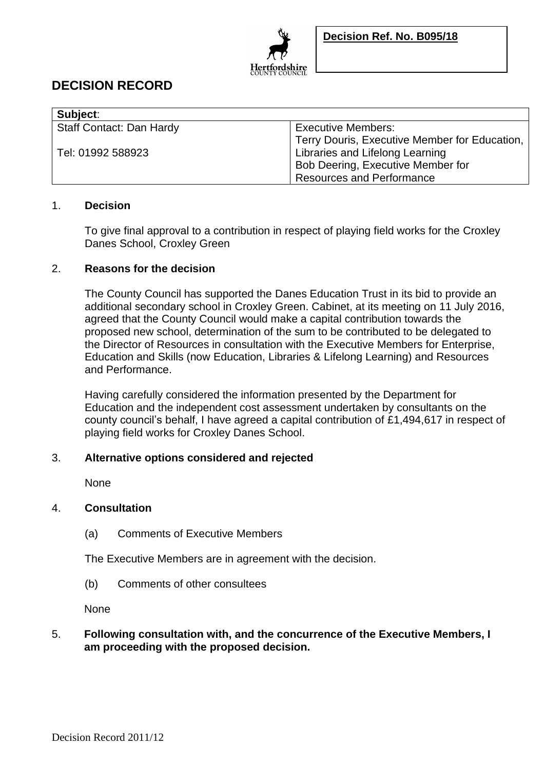Hertfordshire County Council

**Decision Ref. No. B095/18**

# DECISION RECORD

| **Subject**: | |
|---|---|
| Staff Contact: Dan Hardy<br><br>Tel: 01992 588923 | Executive Members:<br>Terry Douris, Executive Member for Education, Libraries and Lifelong Learning<br>Bob Deering, Executive Member for Resources and Performance |

1. **Decision**

   To give final approval to a contribution in respect of playing field works for the Croxley Danes School, Croxley Green

2. **Reasons for the decision**

   The County Council has supported the Danes Education Trust in its bid to provide an additional secondary school in Croxley Green. Cabinet, at its meeting on 11 July 2016, agreed that the County Council would make a capital contribution towards the proposed new school, determination of the sum to be contributed to be delegated to the Director of Resources in consultation with the Executive Members for Enterprise, Education and Skills (now Education, Libraries & Lifelong Learning) and Resources and Performance.

   Having carefully considered the information presented by the Department for Education and the independent cost assessment undertaken by consultants on the county council's behalf, I have agreed a capital contribution of £1,494,617 in respect of playing field works for Croxley Danes School.

3. **Alternative options considered and rejected**

   None

4. **Consultation**

   (a) Comments of Executive Members

   The Executive Members are in agreement with the decision.

   (b) Comments of other consultees

   None

5. **Following consultation with, and the concurrence of the Executive Members, I am proceeding with the proposed decision.**

Decision Record 2011/12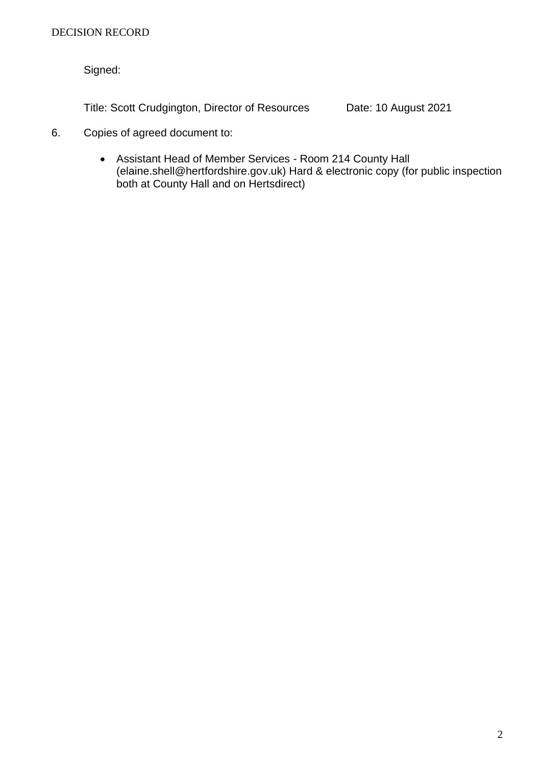Signed:

Title: Scott Crudgington, Director of Resources    Date: 10 August 2021

6. Copies of agreed document to:

   - Assistant Head of Member Services - Room 214 County Hall (elaine.shell@hertfordshire.gov.uk) Hard & electronic copy (for public inspection both at County Hall and on Hertsdirect)